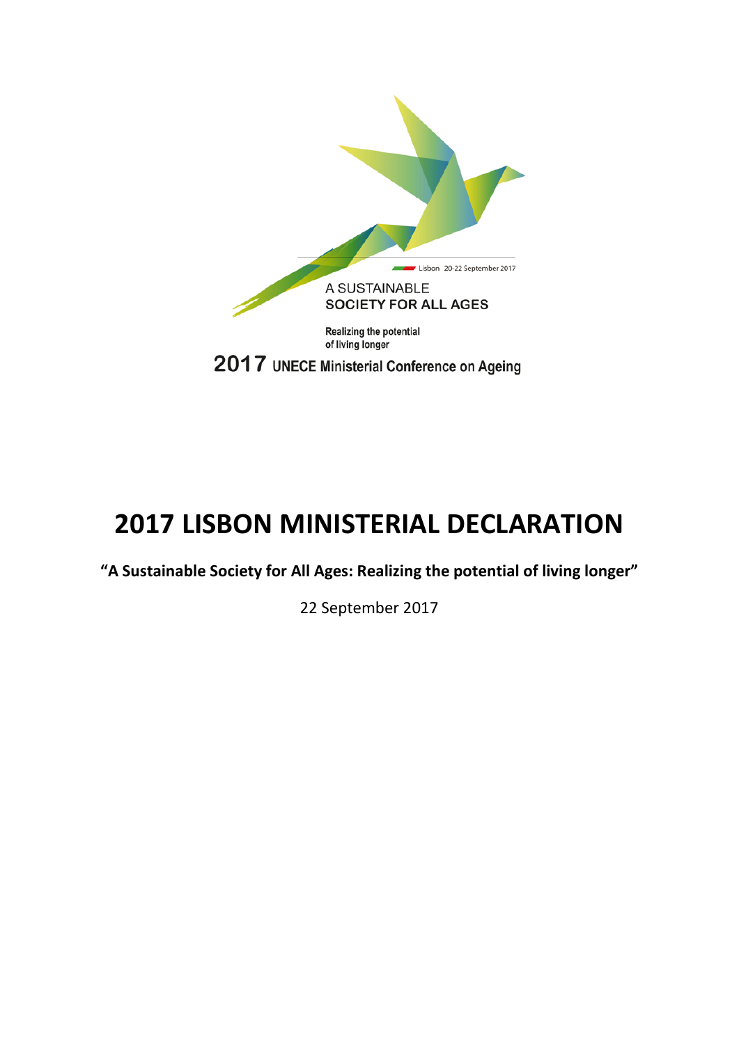Lisbon 20-22 September 2017

A SUSTAINABLE
**SOCIETY FOR ALL AGES**

**Realizing the potential of living longer**

**2017 UNECE Ministerial Conference on Ageing**

# 2017 LISBON MINISTERIAL DECLARATION

**"A Sustainable Society for All Ages: Realizing the potential of living longer"**

22 September 2017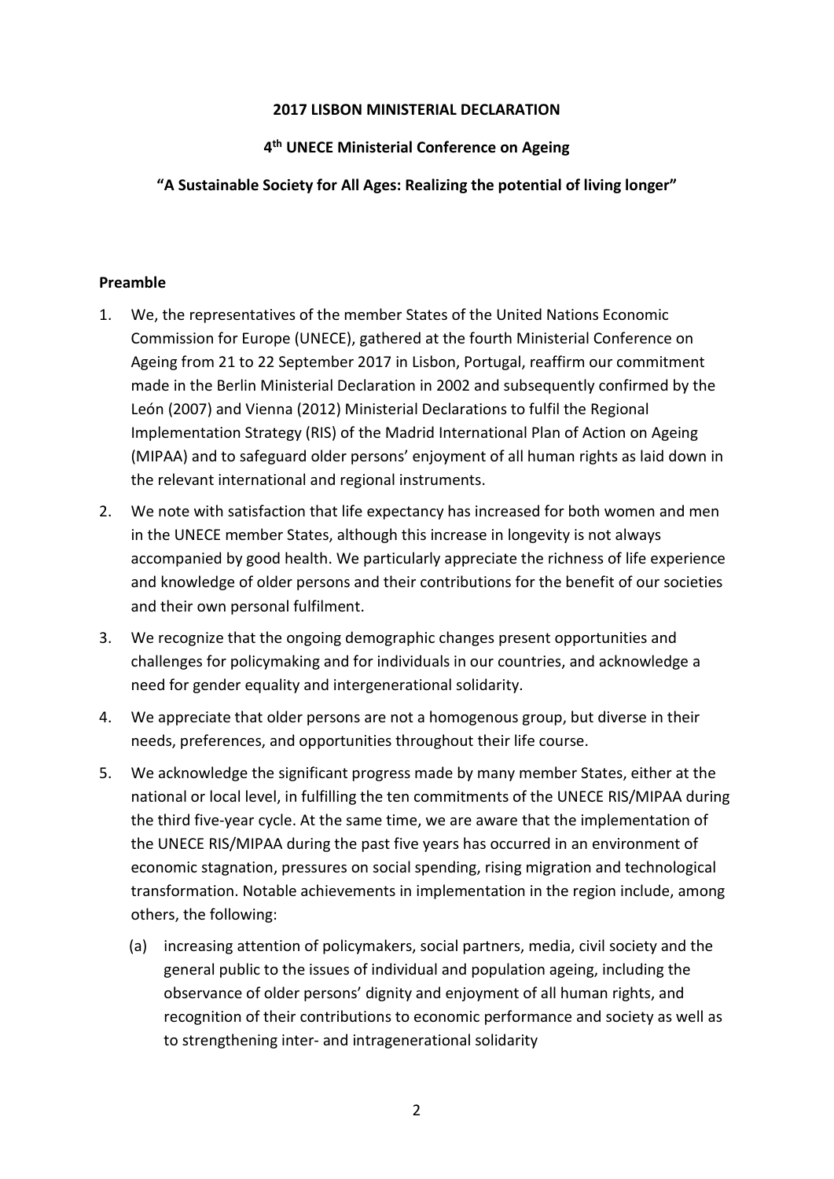**2017 LISBON MINISTERIAL DECLARATION**

**4th UNECE Ministerial Conference on Ageing**

**"A Sustainable Society for All Ages: Realizing the potential of living longer"**

**Preamble**

1. We, the representatives of the member States of the United Nations Economic Commission for Europe (UNECE), gathered at the fourth Ministerial Conference on Ageing from 21 to 22 September 2017 in Lisbon, Portugal, reaffirm our commitment made in the Berlin Ministerial Declaration in 2002 and subsequently confirmed by the León (2007) and Vienna (2012) Ministerial Declarations to fulfil the Regional Implementation Strategy (RIS) of the Madrid International Plan of Action on Ageing (MIPAA) and to safeguard older persons' enjoyment of all human rights as laid down in the relevant international and regional instruments.
2. We note with satisfaction that life expectancy has increased for both women and men in the UNECE member States, although this increase in longevity is not always accompanied by good health. We particularly appreciate the richness of life experience and knowledge of older persons and their contributions for the benefit of our societies and their own personal fulfilment.
3. We recognize that the ongoing demographic changes present opportunities and challenges for policymaking and for individuals in our countries, and acknowledge a need for gender equality and intergenerational solidarity.
4. We appreciate that older persons are not a homogenous group, but diverse in their needs, preferences, and opportunities throughout their life course.
5. We acknowledge the significant progress made by many member States, either at the national or local level, in fulfilling the ten commitments of the UNECE RIS/MIPAA during the third five-year cycle. At the same time, we are aware that the implementation of the UNECE RIS/MIPAA during the past five years has occurred in an environment of economic stagnation, pressures on social spending, rising migration and technological transformation. Notable achievements in implementation in the region include, among others, the following:
   (a) increasing attention of policymakers, social partners, media, civil society and the general public to the issues of individual and population ageing, including the observance of older persons' dignity and enjoyment of all human rights, and recognition of their contributions to economic performance and society as well as to strengthening inter- and intragenerational solidarity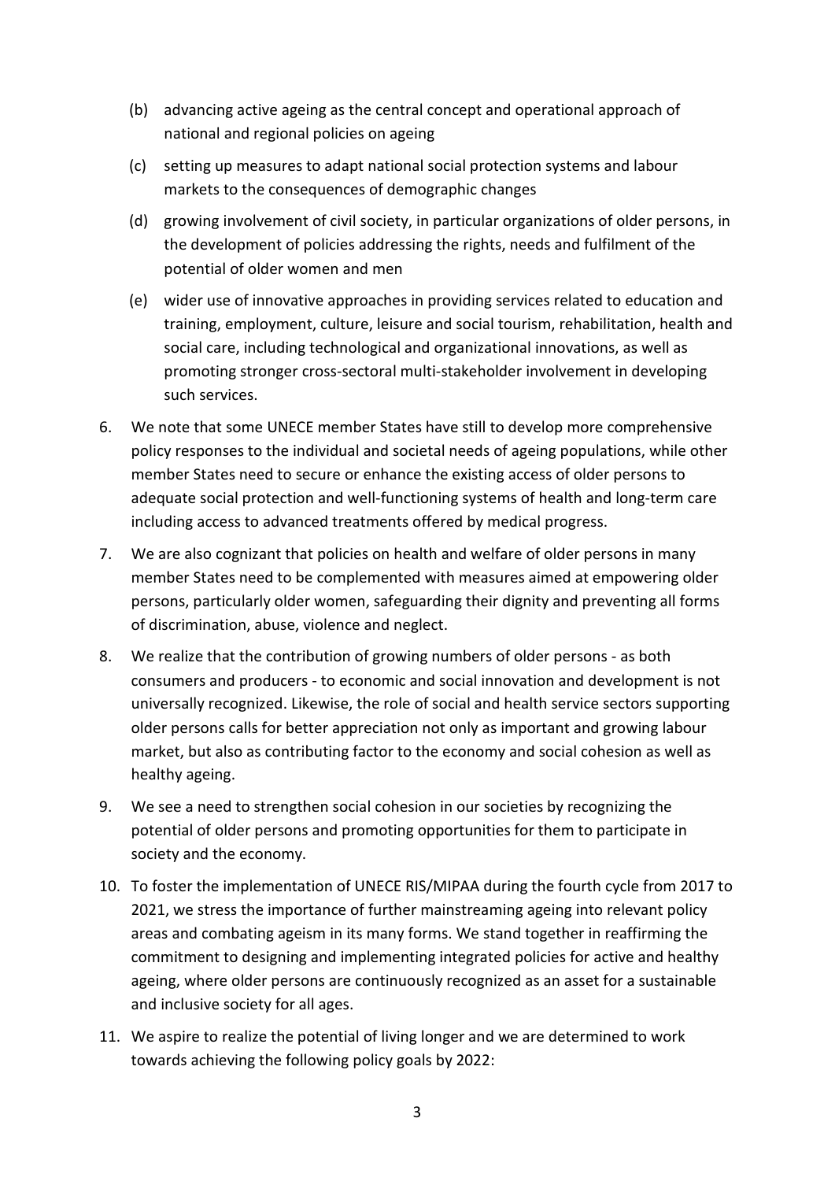(b) advancing active ageing as the central concept and operational approach of national and regional policies on ageing

(c) setting up measures to adapt national social protection systems and labour markets to the consequences of demographic changes

(d) growing involvement of civil society, in particular organizations of older persons, in the development of policies addressing the rights, needs and fulfilment of the potential of older women and men

(e) wider use of innovative approaches in providing services related to education and training, employment, culture, leisure and social tourism, rehabilitation, health and social care, including technological and organizational innovations, as well as promoting stronger cross-sectoral multi-stakeholder involvement in developing such services.

6. We note that some UNECE member States have still to develop more comprehensive policy responses to the individual and societal needs of ageing populations, while other member States need to secure or enhance the existing access of older persons to adequate social protection and well-functioning systems of health and long-term care including access to advanced treatments offered by medical progress.

7. We are also cognizant that policies on health and welfare of older persons in many member States need to be complemented with measures aimed at empowering older persons, particularly older women, safeguarding their dignity and preventing all forms of discrimination, abuse, violence and neglect.

8. We realize that the contribution of growing numbers of older persons - as both consumers and producers - to economic and social innovation and development is not universally recognized. Likewise, the role of social and health service sectors supporting older persons calls for better appreciation not only as important and growing labour market, but also as contributing factor to the economy and social cohesion as well as healthy ageing.

9. We see a need to strengthen social cohesion in our societies by recognizing the potential of older persons and promoting opportunities for them to participate in society and the economy.

10. To foster the implementation of UNECE RIS/MIPAA during the fourth cycle from 2017 to 2021, we stress the importance of further mainstreaming ageing into relevant policy areas and combating ageism in its many forms. We stand together in reaffirming the commitment to designing and implementing integrated policies for active and healthy ageing, where older persons are continuously recognized as an asset for a sustainable and inclusive society for all ages.

11. We aspire to realize the potential of living longer and we are determined to work towards achieving the following policy goals by 2022: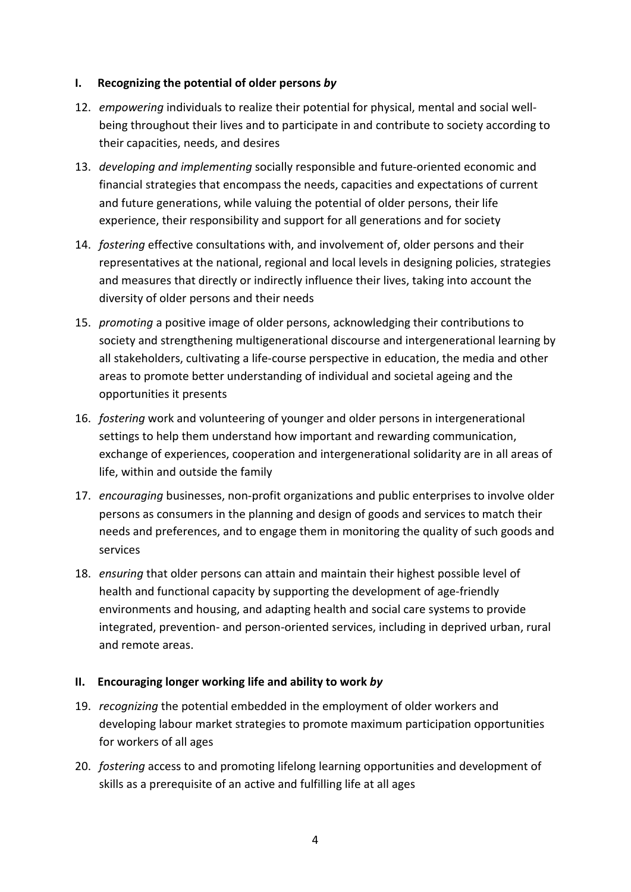### I. Recognizing the potential of older persons *by*

12. *empowering* individuals to realize their potential for physical, mental and social well-being throughout their lives and to participate in and contribute to society according to their capacities, needs, and desires
13. *developing and implementing* socially responsible and future-oriented economic and financial strategies that encompass the needs, capacities and expectations of current and future generations, while valuing the potential of older persons, their life experience, their responsibility and support for all generations and for society
14. *fostering* effective consultations with, and involvement of, older persons and their representatives at the national, regional and local levels in designing policies, strategies and measures that directly or indirectly influence their lives, taking into account the diversity of older persons and their needs
15. *promoting* a positive image of older persons, acknowledging their contributions to society and strengthening multigenerational discourse and intergenerational learning by all stakeholders, cultivating a life-course perspective in education, the media and other areas to promote better understanding of individual and societal ageing and the opportunities it presents
16. *fostering* work and volunteering of younger and older persons in intergenerational settings to help them understand how important and rewarding communication, exchange of experiences, cooperation and intergenerational solidarity are in all areas of life, within and outside the family
17. *encouraging* businesses, non-profit organizations and public enterprises to involve older persons as consumers in the planning and design of goods and services to match their needs and preferences, and to engage them in monitoring the quality of such goods and services
18. *ensuring* that older persons can attain and maintain their highest possible level of health and functional capacity by supporting the development of age-friendly environments and housing, and adapting health and social care systems to provide integrated, prevention- and person-oriented services, including in deprived urban, rural and remote areas.

### II. Encouraging longer working life and ability to work *by*

19. *recognizing* the potential embedded in the employment of older workers and developing labour market strategies to promote maximum participation opportunities for workers of all ages
20. *fostering* access to and promoting lifelong learning opportunities and development of skills as a prerequisite of an active and fulfilling life at all ages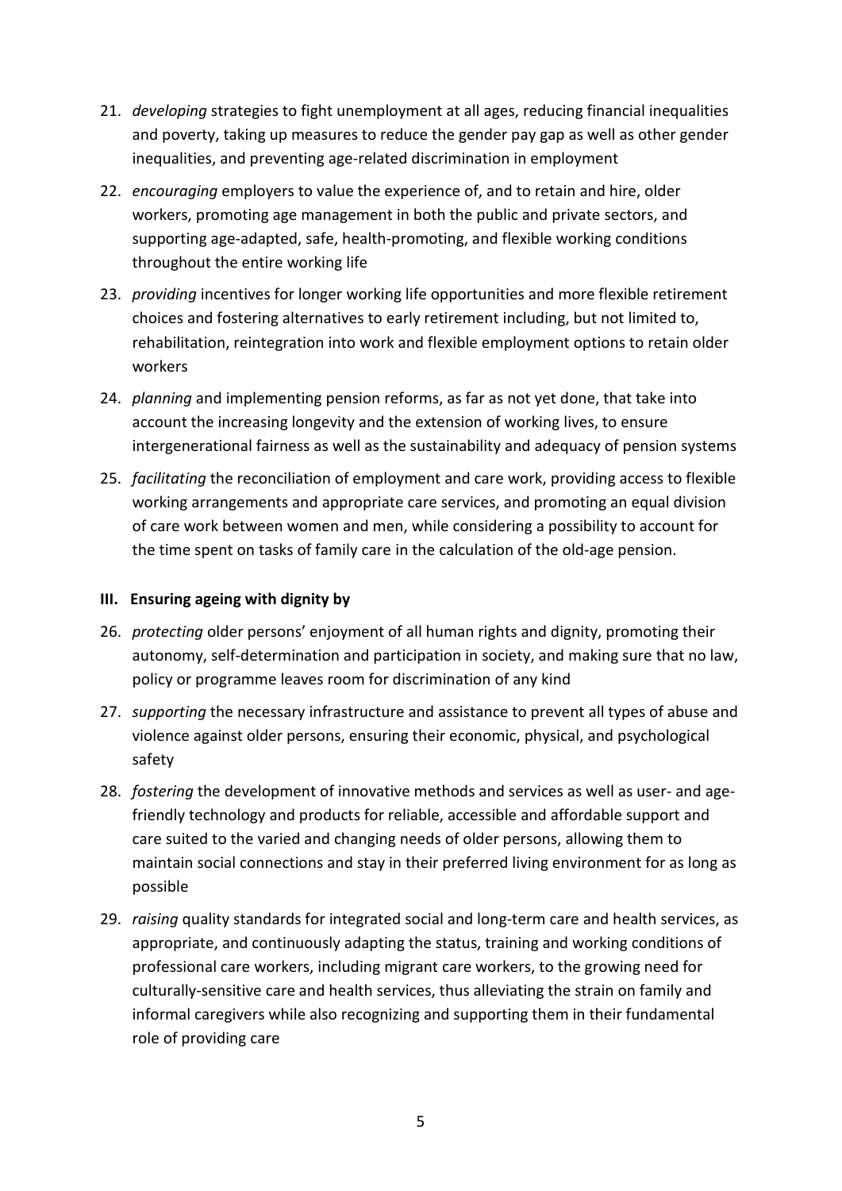21. *developing* strategies to fight unemployment at all ages, reducing financial inequalities and poverty, taking up measures to reduce the gender pay gap as well as other gender inequalities, and preventing age-related discrimination in employment
22. *encouraging* employers to value the experience of, and to retain and hire, older workers, promoting age management in both the public and private sectors, and supporting age-adapted, safe, health-promoting, and flexible working conditions throughout the entire working life
23. *providing* incentives for longer working life opportunities and more flexible retirement choices and fostering alternatives to early retirement including, but not limited to, rehabilitation, reintegration into work and flexible employment options to retain older workers
24. *planning* and implementing pension reforms, as far as not yet done, that take into account the increasing longevity and the extension of working lives, to ensure intergenerational fairness as well as the sustainability and adequacy of pension systems
25. *facilitating* the reconciliation of employment and care work, providing access to flexible working arrangements and appropriate care services, and promoting an equal division of care work between women and men, while considering a possibility to account for the time spent on tasks of family care in the calculation of the old-age pension.

**III. Ensuring ageing with dignity by**

26. *protecting* older persons' enjoyment of all human rights and dignity, promoting their autonomy, self-determination and participation in society, and making sure that no law, policy or programme leaves room for discrimination of any kind
27. *supporting* the necessary infrastructure and assistance to prevent all types of abuse and violence against older persons, ensuring their economic, physical, and psychological safety
28. *fostering* the development of innovative methods and services as well as user- and age-friendly technology and products for reliable, accessible and affordable support and care suited to the varied and changing needs of older persons, allowing them to maintain social connections and stay in their preferred living environment for as long as possible
29. *raising* quality standards for integrated social and long-term care and health services, as appropriate, and continuously adapting the status, training and working conditions of professional care workers, including migrant care workers, to the growing need for culturally-sensitive care and health services, thus alleviating the strain on family and informal caregivers while also recognizing and supporting them in their fundamental role of providing care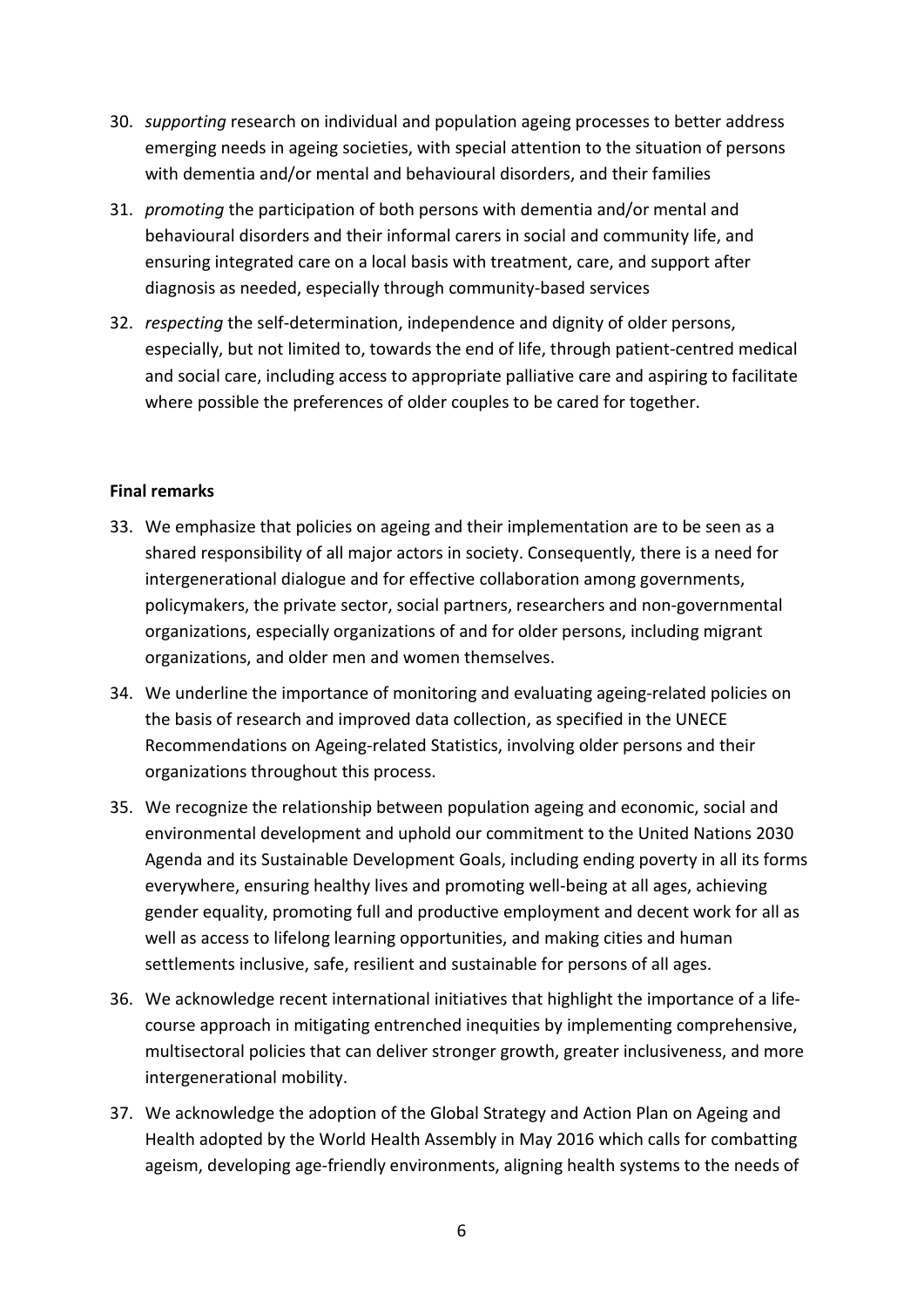30. *supporting* research on individual and population ageing processes to better address emerging needs in ageing societies, with special attention to the situation of persons with dementia and/or mental and behavioural disorders, and their families
31. *promoting* the participation of both persons with dementia and/or mental and behavioural disorders and their informal carers in social and community life, and ensuring integrated care on a local basis with treatment, care, and support after diagnosis as needed, especially through community-based services
32. *respecting* the self-determination, independence and dignity of older persons, especially, but not limited to, towards the end of life, through patient-centred medical and social care, including access to appropriate palliative care and aspiring to facilitate where possible the preferences of older couples to be cared for together.

**Final remarks**

33. We emphasize that policies on ageing and their implementation are to be seen as a shared responsibility of all major actors in society. Consequently, there is a need for intergenerational dialogue and for effective collaboration among governments, policymakers, the private sector, social partners, researchers and non-governmental organizations, especially organizations of and for older persons, including migrant organizations, and older men and women themselves.
34. We underline the importance of monitoring and evaluating ageing-related policies on the basis of research and improved data collection, as specified in the UNECE Recommendations on Ageing-related Statistics, involving older persons and their organizations throughout this process.
35. We recognize the relationship between population ageing and economic, social and environmental development and uphold our commitment to the United Nations 2030 Agenda and its Sustainable Development Goals, including ending poverty in all its forms everywhere, ensuring healthy lives and promoting well-being at all ages, achieving gender equality, promoting full and productive employment and decent work for all as well as access to lifelong learning opportunities, and making cities and human settlements inclusive, safe, resilient and sustainable for persons of all ages.
36. We acknowledge recent international initiatives that highlight the importance of a life-course approach in mitigating entrenched inequities by implementing comprehensive, multisectoral policies that can deliver stronger growth, greater inclusiveness, and more intergenerational mobility.
37. We acknowledge the adoption of the Global Strategy and Action Plan on Ageing and Health adopted by the World Health Assembly in May 2016 which calls for combatting ageism, developing age-friendly environments, aligning health systems to the needs of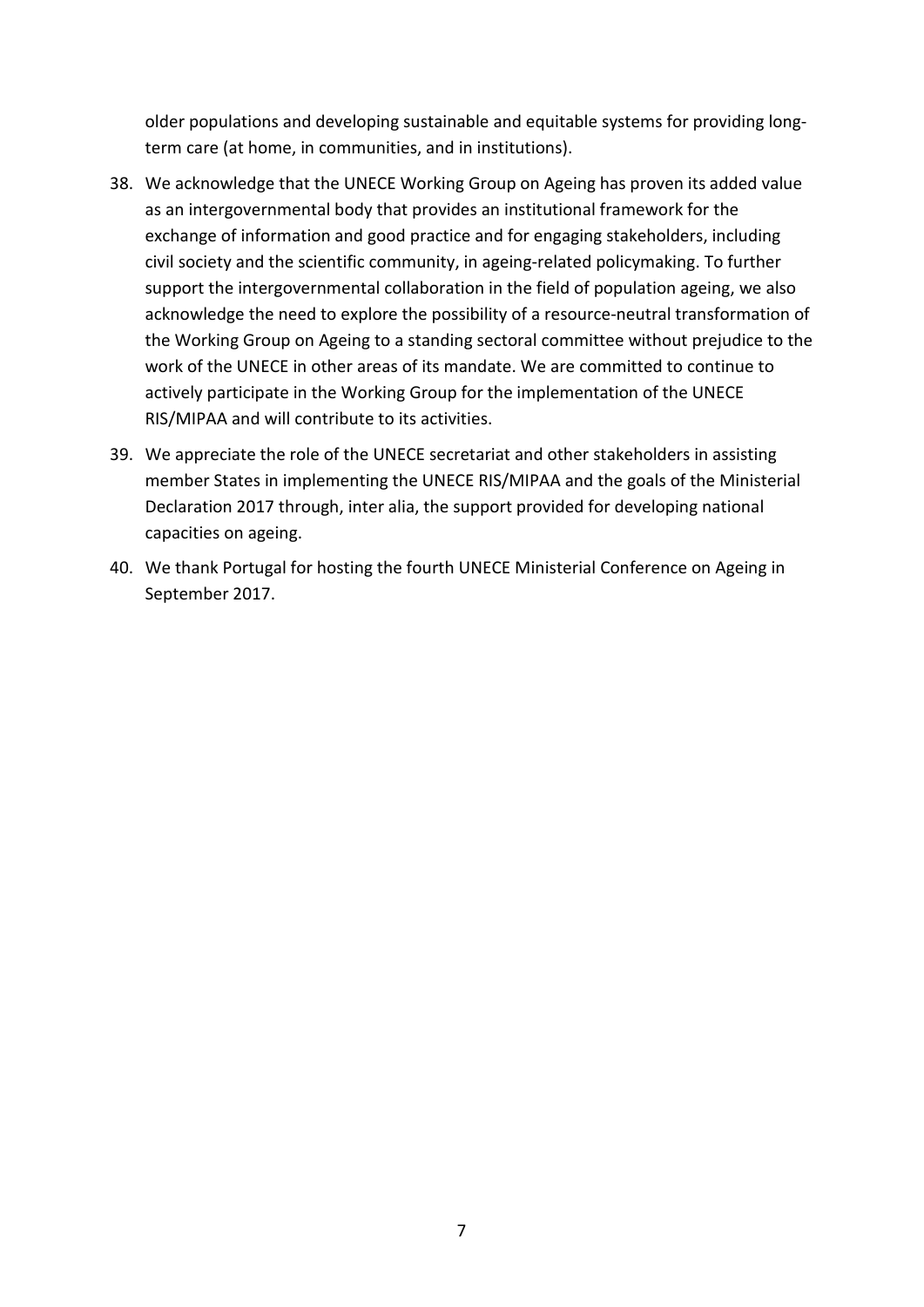older populations and developing sustainable and equitable systems for providing long-term care (at home, in communities, and in institutions).

38. We acknowledge that the UNECE Working Group on Ageing has proven its added value as an intergovernmental body that provides an institutional framework for the exchange of information and good practice and for engaging stakeholders, including civil society and the scientific community, in ageing-related policymaking. To further support the intergovernmental collaboration in the field of population ageing, we also acknowledge the need to explore the possibility of a resource-neutral transformation of the Working Group on Ageing to a standing sectoral committee without prejudice to the work of the UNECE in other areas of its mandate. We are committed to continue to actively participate in the Working Group for the implementation of the UNECE RIS/MIPAA and will contribute to its activities.

39. We appreciate the role of the UNECE secretariat and other stakeholders in assisting member States in implementing the UNECE RIS/MIPAA and the goals of the Ministerial Declaration 2017 through, inter alia, the support provided for developing national capacities on ageing.

40. We thank Portugal for hosting the fourth UNECE Ministerial Conference on Ageing in September 2017.